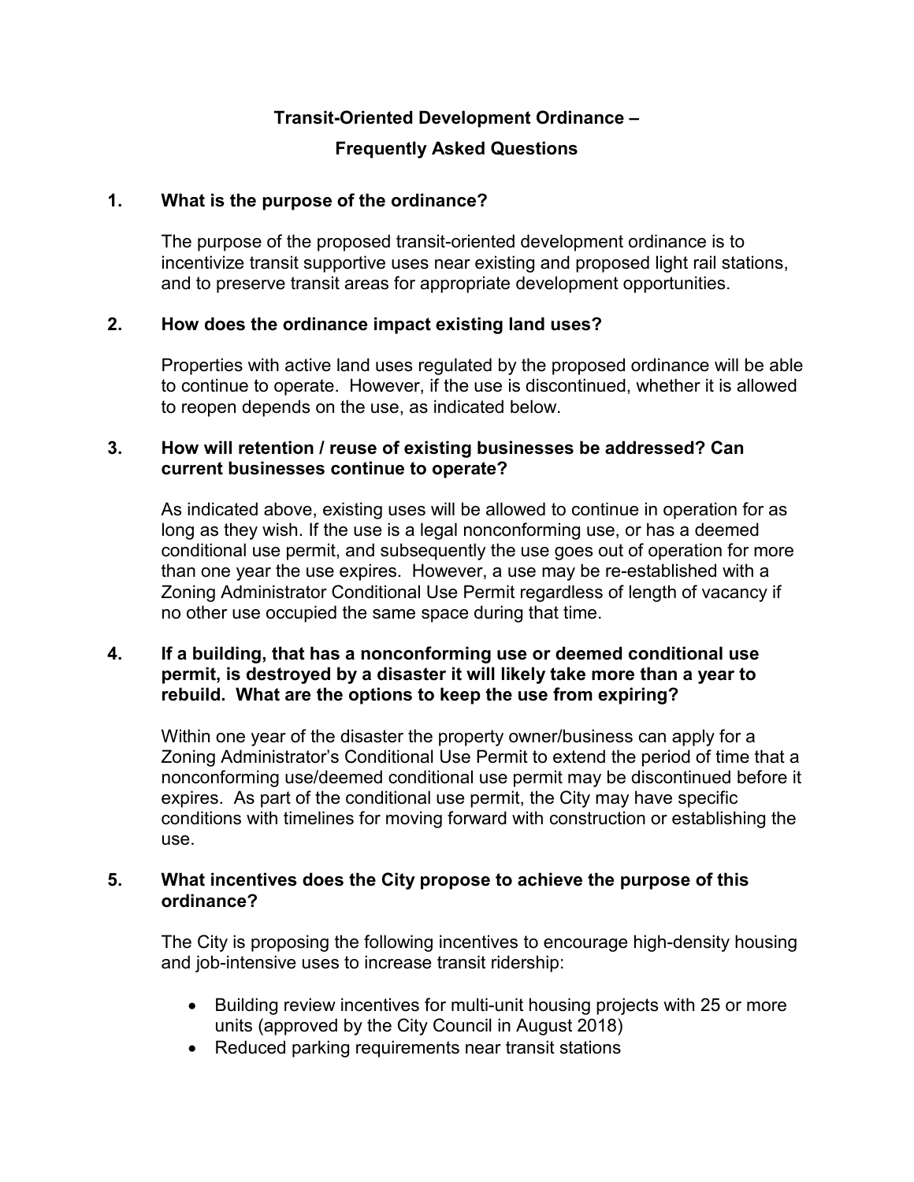# Transit-Oriented Development Ordinance – Frequently Asked Questions

**1. What is the purpose of the ordinance?**

The purpose of the proposed transit-oriented development ordinance is to incentivize transit supportive uses near existing and proposed light rail stations, and to preserve transit areas for appropriate development opportunities.

**2. How does the ordinance impact existing land uses?**

Properties with active land uses regulated by the proposed ordinance will be able to continue to operate. However, if the use is discontinued, whether it is allowed to reopen depends on the use, as indicated below.

**3. How will retention / reuse of existing businesses be addressed? Can current businesses continue to operate?**

As indicated above, existing uses will be allowed to continue in operation for as long as they wish. If the use is a legal nonconforming use, or has a deemed conditional use permit, and subsequently the use goes out of operation for more than one year the use expires. However, a use may be re-established with a Zoning Administrator Conditional Use Permit regardless of length of vacancy if no other use occupied the same space during that time.

**4. If a building, that has a nonconforming use or deemed conditional use permit, is destroyed by a disaster it will likely take more than a year to rebuild. What are the options to keep the use from expiring?**

Within one year of the disaster the property owner/business can apply for a Zoning Administrator's Conditional Use Permit to extend the period of time that a nonconforming use/deemed conditional use permit may be discontinued before it expires. As part of the conditional use permit, the City may have specific conditions with timelines for moving forward with construction or establishing the use.

**5. What incentives does the City propose to achieve the purpose of this ordinance?**

The City is proposing the following incentives to encourage high-density housing and job-intensive uses to increase transit ridership:

- Building review incentives for multi-unit housing projects with 25 or more units (approved by the City Council in August 2018)
- Reduced parking requirements near transit stations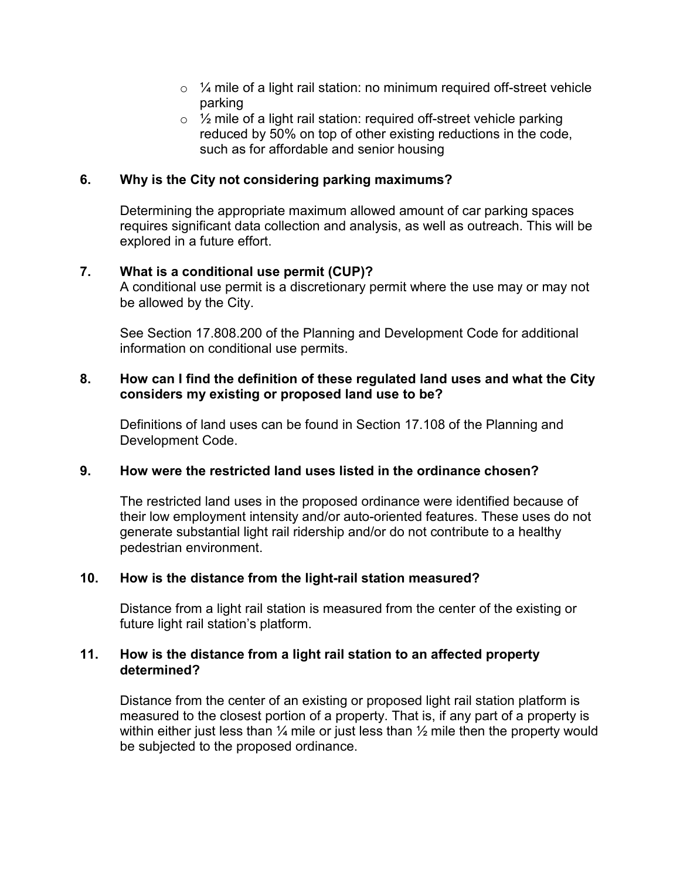- ¼ mile of a light rail station: no minimum required off-street vehicle parking
- ½ mile of a light rail station: required off-street vehicle parking reduced by 50% on top of other existing reductions in the code, such as for affordable and senior housing

**6. Why is the City not considering parking maximums?**

Determining the appropriate maximum allowed amount of car parking spaces requires significant data collection and analysis, as well as outreach. This will be explored in a future effort.

**7. What is a conditional use permit (CUP)?**

A conditional use permit is a discretionary permit where the use may or may not be allowed by the City.

See Section 17.808.200 of the Planning and Development Code for additional information on conditional use permits.

**8. How can I find the definition of these regulated land uses and what the City considers my existing or proposed land use to be?**

Definitions of land uses can be found in Section 17.108 of the Planning and Development Code.

**9. How were the restricted land uses listed in the ordinance chosen?**

The restricted land uses in the proposed ordinance were identified because of their low employment intensity and/or auto-oriented features. These uses do not generate substantial light rail ridership and/or do not contribute to a healthy pedestrian environment.

**10. How is the distance from the light-rail station measured?**

Distance from a light rail station is measured from the center of the existing or future light rail station's platform.

**11. How is the distance from a light rail station to an affected property determined?**

Distance from the center of an existing or proposed light rail station platform is measured to the closest portion of a property. That is, if any part of a property is within either just less than ¼ mile or just less than ½ mile then the property would be subjected to the proposed ordinance.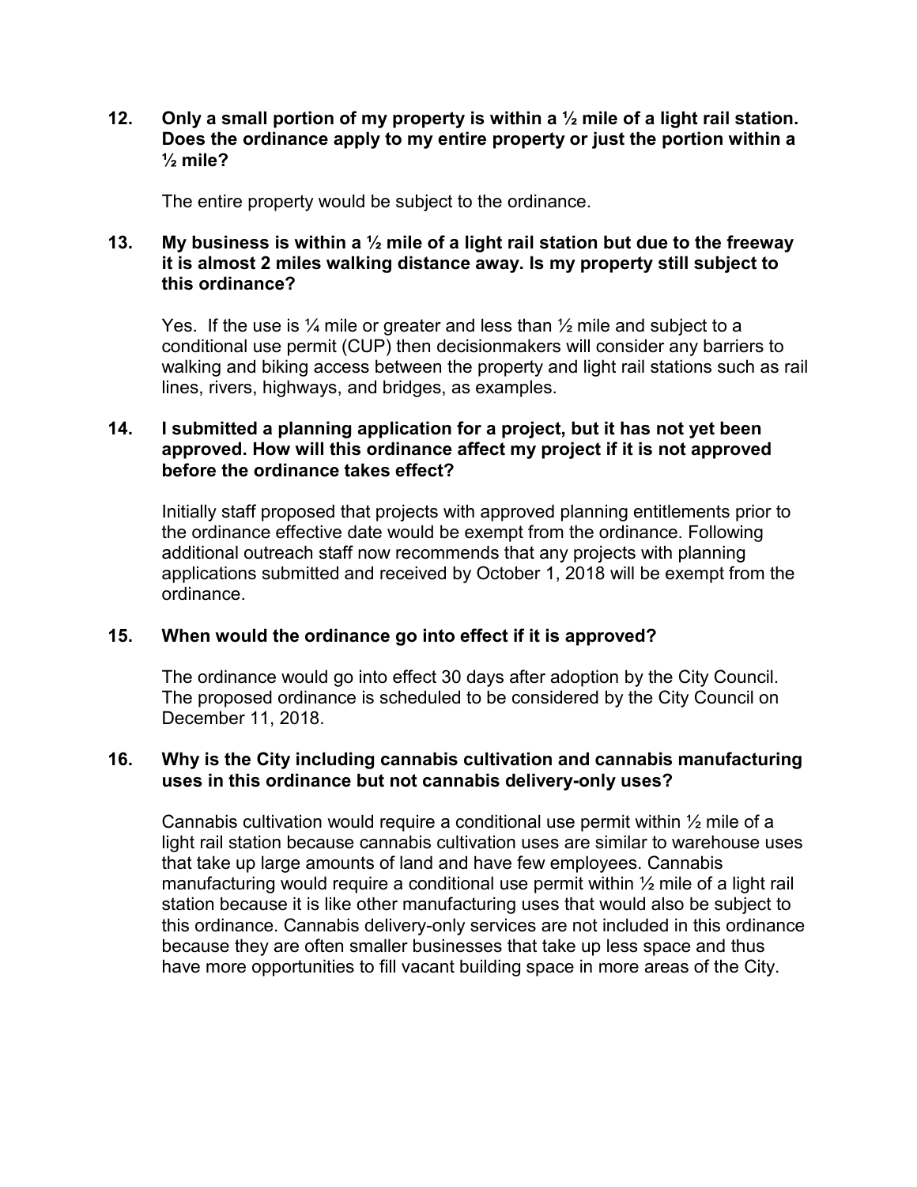**12. Only a small portion of my property is within a ½ mile of a light rail station. Does the ordinance apply to my entire property or just the portion within a ½ mile?**

The entire property would be subject to the ordinance.

**13. My business is within a ½ mile of a light rail station but due to the freeway it is almost 2 miles walking distance away. Is my property still subject to this ordinance?**

Yes. If the use is ¼ mile or greater and less than ½ mile and subject to a conditional use permit (CUP) then decisionmakers will consider any barriers to walking and biking access between the property and light rail stations such as rail lines, rivers, highways, and bridges, as examples.

**14. I submitted a planning application for a project, but it has not yet been approved. How will this ordinance affect my project if it is not approved before the ordinance takes effect?**

Initially staff proposed that projects with approved planning entitlements prior to the ordinance effective date would be exempt from the ordinance. Following additional outreach staff now recommends that any projects with planning applications submitted and received by October 1, 2018 will be exempt from the ordinance.

**15. When would the ordinance go into effect if it is approved?**

The ordinance would go into effect 30 days after adoption by the City Council. The proposed ordinance is scheduled to be considered by the City Council on December 11, 2018.

**16. Why is the City including cannabis cultivation and cannabis manufacturing uses in this ordinance but not cannabis delivery-only uses?**

Cannabis cultivation would require a conditional use permit within ½ mile of a light rail station because cannabis cultivation uses are similar to warehouse uses that take up large amounts of land and have few employees. Cannabis manufacturing would require a conditional use permit within ½ mile of a light rail station because it is like other manufacturing uses that would also be subject to this ordinance. Cannabis delivery-only services are not included in this ordinance because they are often smaller businesses that take up less space and thus have more opportunities to fill vacant building space in more areas of the City.